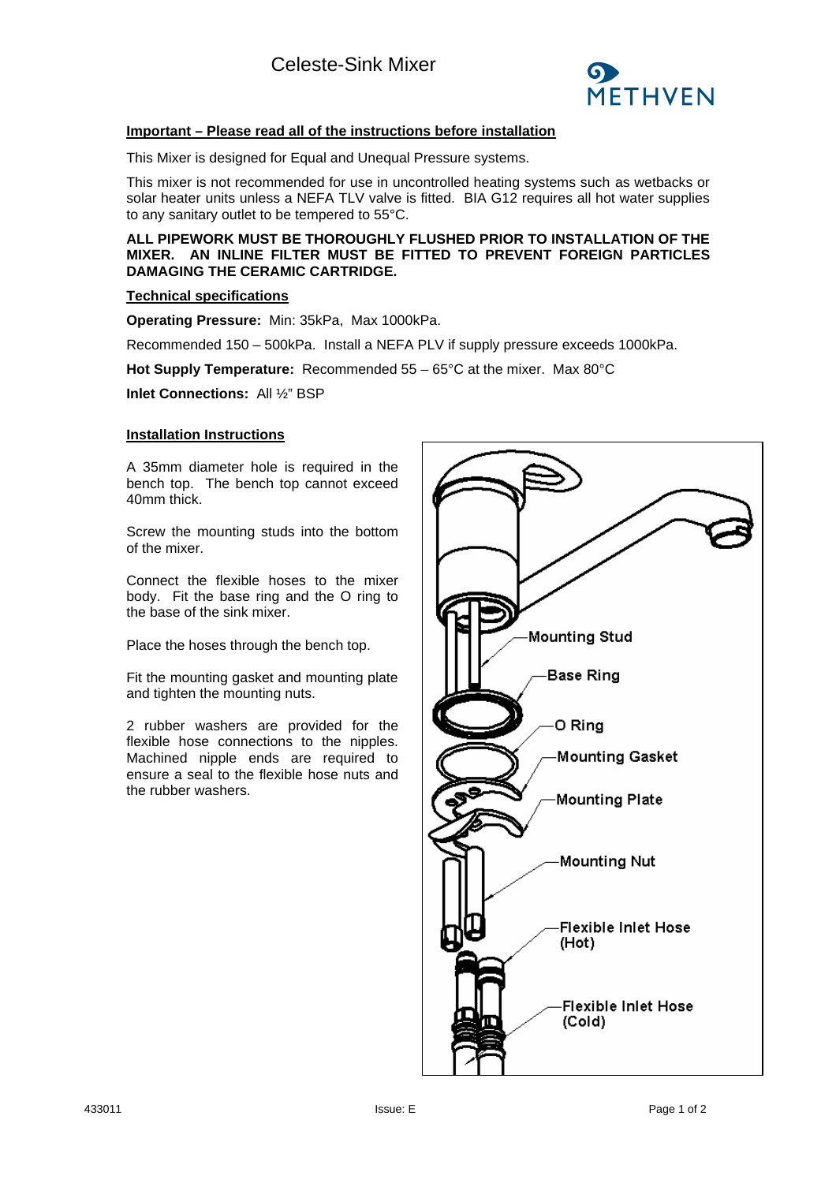# Celeste-Sink Mixer

METHVEN

**Important – Please read all of the instructions before installation**

This Mixer is designed for Equal and Unequal Pressure systems.

This mixer is not recommended for use in uncontrolled heating systems such as wetbacks or solar heater units unless a NEFA TLV valve is fitted. BIA G12 requires all hot water supplies to any sanitary outlet to be tempered to 55°C.

**ALL PIPEWORK MUST BE THOROUGHLY FLUSHED PRIOR TO INSTALLATION OF THE MIXER. AN INLINE FILTER MUST BE FITTED TO PREVENT FOREIGN PARTICLES DAMAGING THE CERAMIC CARTRIDGE.**

## Technical specifications

**Operating Pressure:** Min: 35kPa, Max 1000kPa.

Recommended 150 – 500kPa. Install a NEFA PLV if supply pressure exceeds 1000kPa.

**Hot Supply Temperature:** Recommended 55 – 65°C at the mixer. Max 80°C

**Inlet Connections:** All ½" BSP

## Installation Instructions

A 35mm diameter hole is required in the bench top. The bench top cannot exceed 40mm thick.

Screw the mounting studs into the bottom of the mixer.

Connect the flexible hoses to the mixer body. Fit the base ring and the O ring to the base of the sink mixer.

Place the hoses through the bench top.

Fit the mounting gasket and mounting plate and tighten the mounting nuts.

2 rubber washers are provided for the flexible hose connections to the nipples. Machined nipple ends are required to ensure a seal to the flexible hose nuts and the rubber washers.

- Mounting Stud
- Base Ring
- O Ring
- Mounting Gasket
- Mounting Plate
- Mounting Nut
- Flexible Inlet Hose (Hot)
- Flexible Inlet Hose (Cold)

433011 Issue: E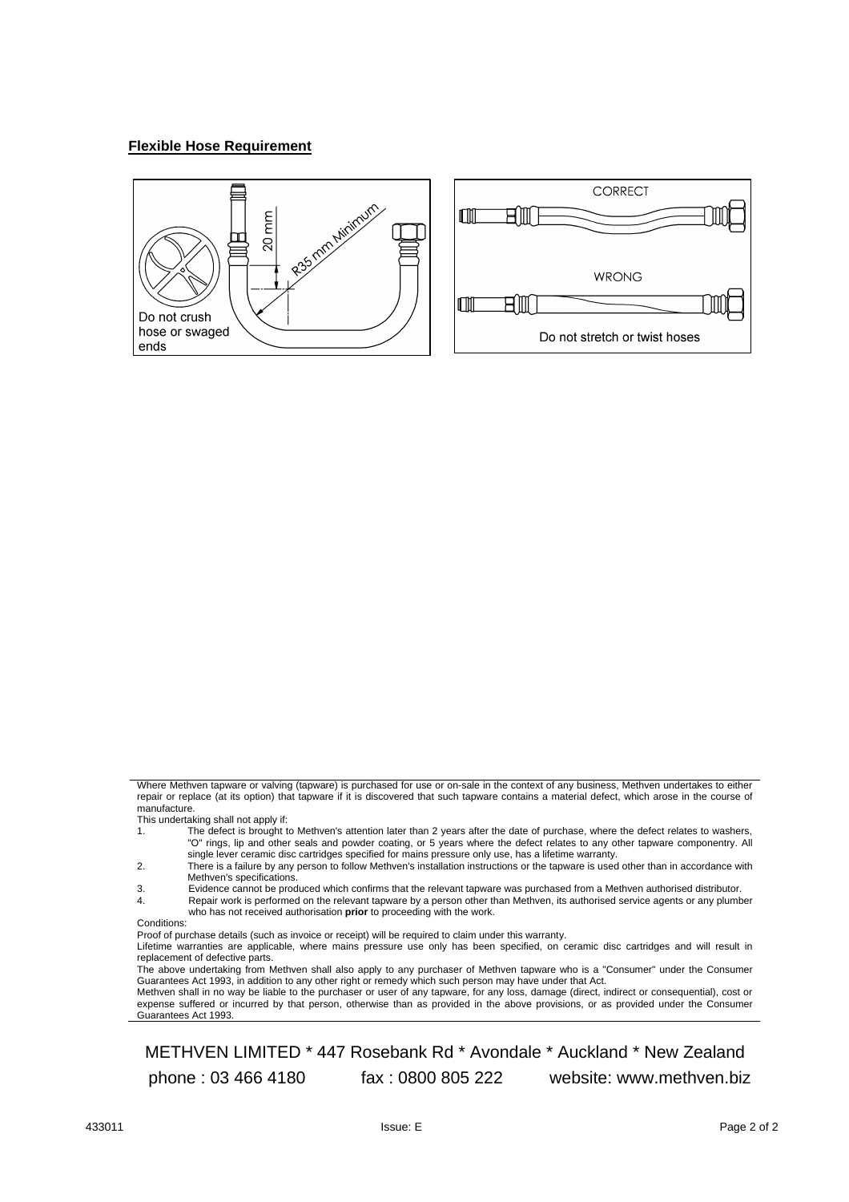**Flexible Hose Requirement**

Do not crush hose or swaged ends

20 mm

R35 mm Minimum

CORRECT

WRONG

Do not stretch or twist hoses

Where Methven tapware or valving (tapware) is purchased for use or on-sale in the context of any business, Methven undertakes to either repair or replace (at its option) that tapware if it is discovered that such tapware contains a material defect, which arose in the course of manufacture.

This undertaking shall not apply if:

1. The defect is brought to Methven's attention later than 2 years after the date of purchase, where the defect relates to washers, "O" rings, lip and other seals and powder coating, or 5 years where the defect relates to any other tapware componentry. All single lever ceramic disc cartridges specified for mains pressure only use, has a lifetime warranty.
2. There is a failure by any person to follow Methven's installation instructions or the tapware is used other than in accordance with Methven's specifications.
3. Evidence cannot be produced which confirms that the relevant tapware was purchased from a Methven authorised distributor.
4. Repair work is performed on the relevant tapware by a person other than Methven, its authorised service agents or any plumber who has not received authorisation **prior** to proceeding with the work.

Conditions:

Proof of purchase details (such as invoice or receipt) will be required to claim under this warranty.

Lifetime warranties are applicable, where mains pressure use only has been specified, on ceramic disc cartridges and will result in replacement of defective parts.

The above undertaking from Methven shall also apply to any purchaser of Methven tapware who is a "Consumer" under the Consumer Guarantees Act 1993, in addition to any other right or remedy which such person may have under that Act.

Methven shall in no way be liable to the purchaser or user of any tapware, for any loss, damage (direct, indirect or consequential), cost or expense suffered or incurred by that person, otherwise than as provided in the above provisions, or as provided under the Consumer Guarantees Act 1993.

METHVEN LIMITED * 447 Rosebank Rd * Avondale * Auckland * New Zealand

phone : 03 466 4180 fax : 0800 805 222 website: www.methven.biz

433011 Issue: E